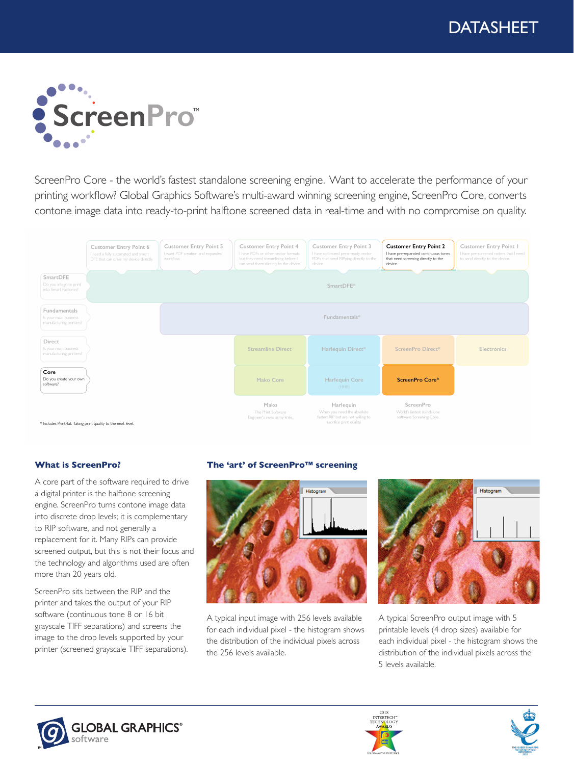DATASHEET

# ScreenPro™

ScreenPro Core - the world's fastest standalone screening engine. Want to accelerate the performance of your printing workflow? Global Graphics Software's multi-award winning screening engine, ScreenPro Core, converts contone image data into ready-to-print halftone screened data in real-time and with no compromise on quality.

| | Customer Entry Point 6 – I need a fully automated and smart DFE that can drive my device directly | Customer Entry Point 5 – I want PDF creation and expanded workflow. | Customer Entry Point 4 – I have PDFs or other vector formats but they need streamlining before I can send them directly to the device. | Customer Entry Point 3 – I have optimized press-ready vector PDFs that need RIPping directly to the device. | Customer Entry Point 2 – I have pre-separated continuous tones that need screening directly to the device. | Customer Entry Point 1 – I have pre-screened rasters that I need to send directly to the device. |
|---|---|---|---|---|---|---|
| SmartDFE – Do you integrate print into Smart Factories? | SmartDFE* | | | | | |
| Fundamentals – Is your main business manufacturing printers? | | Fundamentals* | | | | |
| Direct – Is your main business manufacturing printers? | | | Streamline Direct | Harlequin Direct* | ScreenPro Direct* | Electronics |
| Core – Do you create your own software? | | | Mako Core | Harlequin Core (HHR) | ScreenPro Core* | |
| | | | Mako – The Print Software Engineer's swiss army knife. | Harlequin – When you need the absolute fastest RIP but are not willing to sacrifice print quality. | ScreenPro – World's fastest standalone software Screening Core. | |

\* Includes PrintFlat: Taking print quality to the next level.

### What is ScreenPro?

A core part of the software required to drive a digital printer is the halftone screening engine. ScreenPro turns contone image data into discrete drop levels; it is complementary to RIP software, and not generally a replacement for it. Many RIPs can provide screened output, but this is not their focus and the technology and algorithms used are often more than 20 years old.

ScreenPro sits between the RIP and the printer and takes the output of your RIP software (continuous tone 8 or 16 bit grayscale TIFF separations) and screens the image to the drop levels supported by your printer (screened grayscale TIFF separations).

### The 'art' of ScreenPro™ screening

A typical input image with 256 levels available for each individual pixel - the histogram shows the distribution of the individual pixels across the 256 levels available.

A typical ScreenPro output image with 5 printable levels (4 drop sizes) available for each individual pixel - the histogram shows the distribution of the individual pixels across the 5 levels available.

GLOBAL GRAPHICS® software

2018 INTERTECH™ TECHNOLOGY AWARDS

THE QUEEN'S AWARDS FOR ENTERPRISE: INNOVATION 2020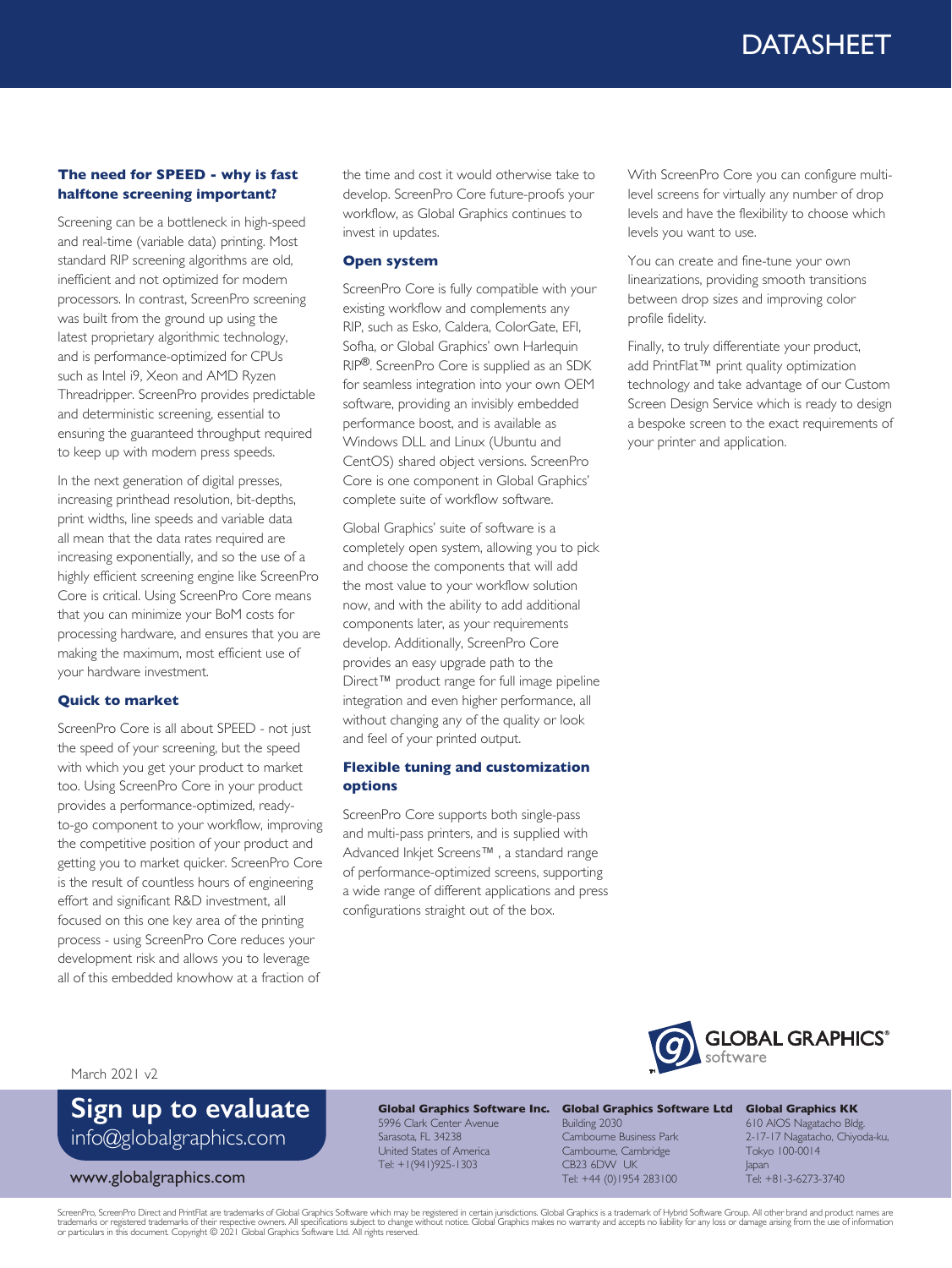### The need for SPEED - why is fast halftone screening important?

Screening can be a bottleneck in high-speed and real-time (variable data) printing. Most standard RIP screening algorithms are old, inefficient and not optimized for modern processors. In contrast, ScreenPro screening was built from the ground up using the latest proprietary algorithmic technology, and is performance-optimized for CPUs such as Intel i9, Xeon and AMD Ryzen Threadripper. ScreenPro provides predictable and deterministic screening, essential to ensuring the guaranteed throughput required to keep up with modern press speeds.

In the next generation of digital presses, increasing printhead resolution, bit-depths, print widths, line speeds and variable data all mean that the data rates required are increasing exponentially, and so the use of a highly efficient screening engine like ScreenPro Core is critical. Using ScreenPro Core means that you can minimize your BoM costs for processing hardware, and ensures that you are making the maximum, most efficient use of your hardware investment.

### Quick to market

ScreenPro Core is all about SPEED - not just the speed of your screening, but the speed with which you get your product to market too. Using ScreenPro Core in your product provides a performance-optimized, ready-to-go component to your workflow, improving the competitive position of your product and getting you to market quicker. ScreenPro Core is the result of countless hours of engineering effort and significant R&D investment, all focused on this one key area of the printing process - using ScreenPro Core reduces your development risk and allows you to leverage all of this embedded knowhow at a fraction of the time and cost it would otherwise take to develop. ScreenPro Core future-proofs your workflow, as Global Graphics continues to invest in updates.

### Open system

ScreenPro Core is fully compatible with your existing workflow and complements any RIP, such as Esko, Caldera, ColorGate, EFI, Sofha, or Global Graphics' own Harlequin RIP®. ScreenPro Core is supplied as an SDK for seamless integration into your own OEM software, providing an invisibly embedded performance boost, and is available as Windows DLL and Linux (Ubuntu and CentOS) shared object versions. ScreenPro Core is one component in Global Graphics' complete suite of workflow software.

Global Graphics' suite of software is a completely open system, allowing you to pick and choose the components that will add the most value to your workflow solution now, and with the ability to add additional components later, as your requirements develop. Additionally, ScreenPro Core provides an easy upgrade path to the Direct™ product range for full image pipeline integration and even higher performance, all without changing any of the quality or look and feel of your printed output.

### Flexible tuning and customization options

ScreenPro Core supports both single-pass and multi-pass printers, and is supplied with Advanced Inkjet Screens™ , a standard range of performance-optimized screens, supporting a wide range of different applications and press configurations straight out of the box.

With ScreenPro Core you can configure multi-level screens for virtually any number of drop levels and have the flexibility to choose which levels you want to use.

You can create and fine-tune your own linearizations, providing smooth transitions between drop sizes and improving color profile fidelity.

Finally, to truly differentiate your product, add PrintFlat™ print quality optimization technology and take advantage of our Custom Screen Design Service which is ready to design a bespoke screen to the exact requirements of your printer and application.

GLOBAL GRAPHICS® software

March 2021 v2

## Sign up to evaluate

info@globalgraphics.com

www.globalgraphics.com

**Global Graphics Software Inc.**
5996 Clark Center Avenue
Sarasota, FL 34238
United States of America
Tel: +1(941)925-1303

**Global Graphics Software Ltd**
Building 2030
Cambourne Business Park
Cambourne, Cambridge
CB23 6DW UK
Tel: +44 (0)1954 283100

**Global Graphics KK**
610 AIOS Nagatacho Bldg,
2-17-17 Nagatacho, Chiyoda-ku,
Tokyo 100-0014
Japan
Tel: +81-3-6273-3740

ScreenPro, ScreenPro Direct and PrintFlat are trademarks of Global Graphics Software which may be registered in certain jurisdictions. Global Graphics is a trademark of Hybrid Software Group. All other brand and product names are trademarks or registered trademarks of their respective owners. All specifications subject to change without notice. Global Graphics makes no warranty and accepts no liability for any loss or damage arising from the use of information or particulars in this document. Copyright © 2021 Global Graphics Software Ltd. All rights reserved.